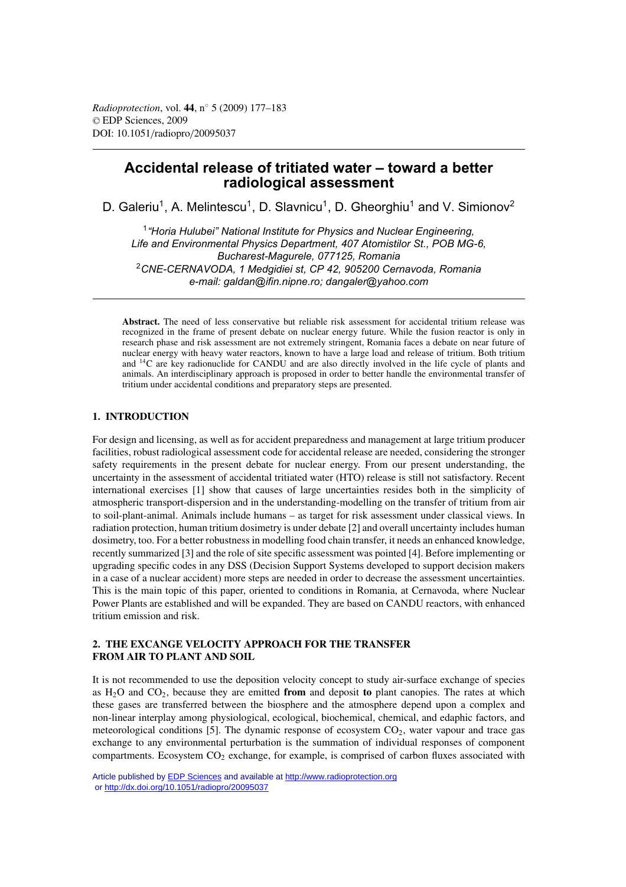# Accidental release of tritiated water – toward a better radiological assessment

D. Galeriu[1], A. Melintescu[1], D. Slavnicu[1], D. Gheorghiu[1] and V. Simionov[2]

[1]*"Horia Hulubei" National Institute for Physics and Nuclear Engineering, Life and Environmental Physics Department, 407 Atomistilor St., POB MG-6, Bucharest-Magurele, 077125, Romania*
[2]*CNE-CERNAVODA, 1 Medgidiei st, CP 42, 905200 Cernavoda, Romania*
*e-mail: galdan@ifin.nipne.ro; dangaler@yahoo.com*

**Abstract.** The need of less conservative but reliable risk assessment for accidental tritium release was recognized in the frame of present debate on nuclear energy future. While the fusion reactor is only in research phase and risk assessment are not extremely stringent, Romania faces a debate on near future of nuclear energy with heavy water reactors, known to have a large load and release of tritium. Both tritium and $^{14}C$ are key radionuclide for CANDU and are also directly involved in the life cycle of plants and animals. An interdisciplinary approach is proposed in order to better handle the environmental transfer of tritium under accidental conditions and preparatory steps are presented.

## 1. INTRODUCTION

For design and licensing, as well as for accident preparedness and management at large tritium producer facilities, robust radiological assessment code for accidental release are needed, considering the stronger safety requirements in the present debate for nuclear energy. From our present understanding, the uncertainty in the assessment of accidental tritiated water (HTO) release is still not satisfactory. Recent international exercises [1] show that causes of large uncertainties resides both in the simplicity of atmospheric transport-dispersion and in the understanding-modelling on the transfer of tritium from air to soil-plant-animal. Animals include humans – as target for risk assessment under classical views. In radiation protection, human tritium dosimetry is under debate [2] and overall uncertainty includes human dosimetry, too. For a better robustness in modelling food chain transfer, it needs an enhanced knowledge, recently summarized [3] and the role of site specific assessment was pointed [4]. Before implementing or upgrading specific codes in any DSS (Decision Support Systems developed to support decision makers in a case of a nuclear accident) more steps are needed in order to decrease the assessment uncertainties. This is the main topic of this paper, oriented to conditions in Romania, at Cernavoda, where Nuclear Power Plants are established and will be expanded. They are based on CANDU reactors, with enhanced tritium emission and risk.

## 2. THE EXCANGE VELOCITY APPROACH FOR THE TRANSFER FROM AIR TO PLANT AND SOIL

It is not recommended to use the deposition velocity concept to study air-surface exchange of species as $H_2O$ and $CO_2$, because they are emitted **from** and deposit **to** plant canopies. The rates at which these gases are transferred between the biosphere and the atmosphere depend upon a complex and non-linear interplay among physiological, ecological, biochemical, chemical, and edaphic factors, and meteorological conditions [5]. The dynamic response of ecosystem $CO_2$, water vapour and trace gas exchange to any environmental perturbation is the summation of individual responses of component compartments. Ecosystem $CO_2$ exchange, for example, is comprised of carbon fluxes associated with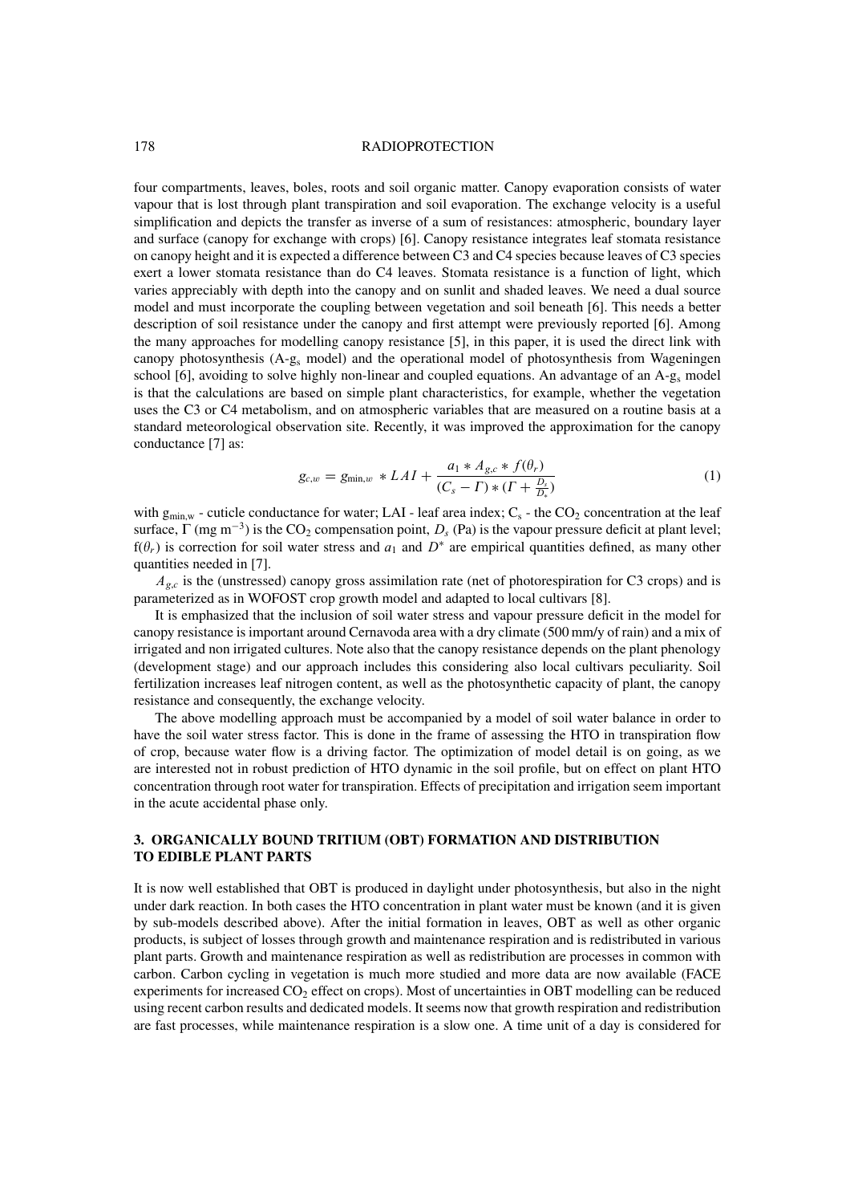four compartments, leaves, boles, roots and soil organic matter. Canopy evaporation consists of water vapour that is lost through plant transpiration and soil evaporation. The exchange velocity is a useful simplification and depicts the transfer as inverse of a sum of resistances: atmospheric, boundary layer and surface (canopy for exchange with crops) [6]. Canopy resistance integrates leaf stomata resistance on canopy height and it is expected a difference between C3 and C4 species because leaves of C3 species exert a lower stomata resistance than do C4 leaves. Stomata resistance is a function of light, which varies appreciably with depth into the canopy and on sunlit and shaded leaves. We need a dual source model and must incorporate the coupling between vegetation and soil beneath [6]. This needs a better description of soil resistance under the canopy and first attempt were previously reported [6]. Among the many approaches for modelling canopy resistance [5], in this paper, it is used the direct link with canopy photosynthesis (A-$g_s$ model) and the operational model of photosynthesis from Wageningen school [6], avoiding to solve highly non-linear and coupled equations. An advantage of an A-$g_s$ model is that the calculations are based on simple plant characteristics, for example, whether the vegetation uses the C3 or C4 metabolism, and on atmospheric variables that are measured on a routine basis at a standard meteorological observation site. Recently, it was improved the approximation for the canopy conductance [7] as:

$$g_{c,w} = g_{\min,w} * LAI + \frac{a_1 * A_{g,c} * f(\theta_r)}{(C_s - \Gamma) * (\Gamma + \frac{D_s}{D_*})} \tag{1}$$

with $g_{\min,w}$ - cuticle conductance for water; LAI - leaf area index; $C_s$ - the $CO_2$ concentration at the leaf surface, $\Gamma$ (mg m$^{-3}$) is the $CO_2$ compensation point, $D_s$ (Pa) is the vapour pressure deficit at plant level; $f(\theta_r)$ is correction for soil water stress and $a_1$ and $D^*$ are empirical quantities defined, as many other quantities needed in [7].

$A_{g,c}$ is the (unstressed) canopy gross assimilation rate (net of photorespiration for C3 crops) and is parameterized as in WOFOST crop growth model and adapted to local cultivars [8].

It is emphasized that the inclusion of soil water stress and vapour pressure deficit in the model for canopy resistance is important around Cernavoda area with a dry climate (500 mm/y of rain) and a mix of irrigated and non irrigated cultures. Note also that the canopy resistance depends on the plant phenology (development stage) and our approach includes this considering also local cultivars peculiarity. Soil fertilization increases leaf nitrogen content, as well as the photosynthetic capacity of plant, the canopy resistance and consequently, the exchange velocity.

The above modelling approach must be accompanied by a model of soil water balance in order to have the soil water stress factor. This is done in the frame of assessing the HTO in transpiration flow of crop, because water flow is a driving factor. The optimization of model detail is on going, as we are interested not in robust prediction of HTO dynamic in the soil profile, but on effect on plant HTO concentration through root water for transpiration. Effects of precipitation and irrigation seem important in the acute accidental phase only.

## 3. ORGANICALLY BOUND TRITIUM (OBT) FORMATION AND DISTRIBUTION TO EDIBLE PLANT PARTS

It is now well established that OBT is produced in daylight under photosynthesis, but also in the night under dark reaction. In both cases the HTO concentration in plant water must be known (and it is given by sub-models described above). After the initial formation in leaves, OBT as well as other organic products, is subject of losses through growth and maintenance respiration and is redistributed in various plant parts. Growth and maintenance respiration as well as redistribution are processes in common with carbon. Carbon cycling in vegetation is much more studied and more data are now available (FACE experiments for increased $CO_2$ effect on crops). Most of uncertainties in OBT modelling can be reduced using recent carbon results and dedicated models. It seems now that growth respiration and redistribution are fast processes, while maintenance respiration is a slow one. A time unit of a day is considered for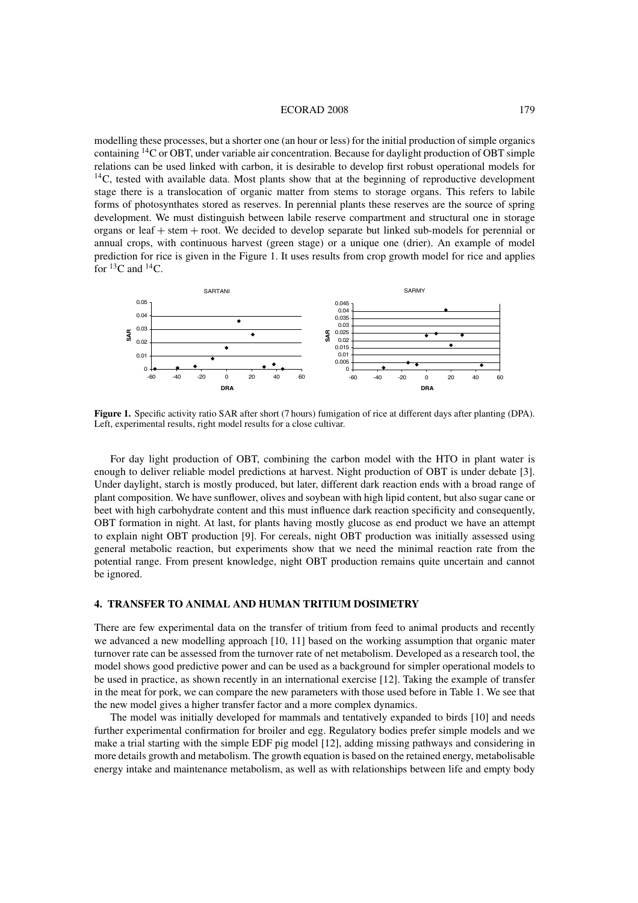modelling these processes, but a shorter one (an hour or less) for the initial production of simple organics containing $^{14}C$ or OBT, under variable air concentration. Because for daylight production of OBT simple relations can be used linked with carbon, it is desirable to develop first robust operational models for $^{14}C$, tested with available data. Most plants show that at the beginning of reproductive development stage there is a translocation of organic matter from stems to storage organs. This refers to labile forms of photosynthates stored as reserves. In perennial plants these reserves are the source of spring development. We must distinguish between labile reserve compartment and structural one in storage organs or leaf + stem + root. We decided to develop separate but linked sub-models for perennial or annual crops, with continuous harvest (green stage) or a unique one (drier). An example of model prediction for rice is given in the Figure 1. It uses results from crop growth model for rice and applies for $^{13}C$ and $^{14}C$.

SARTANI

SAR

0.05
0.04
0.03
0.02
0.01
0

-60 -40 -20 0 20 40 60

DRA

SARMY

SAR

0.045
0.04
0.035
0.03
0.025
0.02
0.015
0.01
0.005
0

-60 -40 -20 0 20 40 60

DRA

**Figure 1.** Specific activity ratio SAR after short (7 hours) fumigation of rice at different days after planting (DPA). Left, experimental results, right model results for a close cultivar.

For day light production of OBT, combining the carbon model with the HTO in plant water is enough to deliver reliable model predictions at harvest. Night production of OBT is under debate [3]. Under daylight, starch is mostly produced, but later, different dark reaction ends with a broad range of plant composition. We have sunflower, olives and soybean with high lipid content, but also sugar cane or beet with high carbohydrate content and this must influence dark reaction specificity and consequently, OBT formation in night. At last, for plants having mostly glucose as end product we have an attempt to explain night OBT production [9]. For cereals, night OBT production was initially assessed using general metabolic reaction, but experiments show that we need the minimal reaction rate from the potential range. From present knowledge, night OBT production remains quite uncertain and cannot be ignored.

## 4. TRANSFER TO ANIMAL AND HUMAN TRITIUM DOSIMETRY

There are few experimental data on the transfer of tritium from feed to animal products and recently we advanced a new modelling approach [10, 11] based on the working assumption that organic mater turnover rate can be assessed from the turnover rate of net metabolism. Developed as a research tool, the model shows good predictive power and can be used as a background for simpler operational models to be used in practice, as shown recently in an international exercise [12]. Taking the example of transfer in the meat for pork, we can compare the new parameters with those used before in Table 1. We see that the new model gives a higher transfer factor and a more complex dynamics.

The model was initially developed for mammals and tentatively expanded to birds [10] and needs further experimental confirmation for broiler and egg. Regulatory bodies prefer simple models and we make a trial starting with the simple EDF pig model [12], adding missing pathways and considering in more details growth and metabolism. The growth equation is based on the retained energy, metabolisable energy intake and maintenance metabolism, as well as with relationships between life and empty body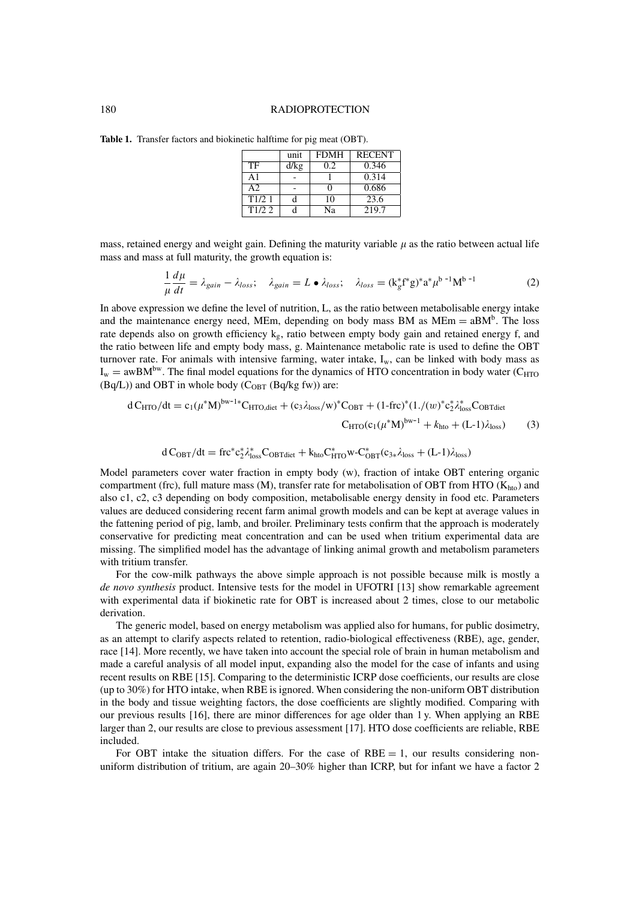**Table 1.** Transfer factors and biokinetic halftime for pig meat (OBT).

| | unit | FDMH | RECENT |
|---|---|---|---|
| TF | d/kg | 0.2 | 0.346 |
| A1 | - | 1 | 0.314 |
| A2 | - | 0 | 0.686 |
| T1/2 1 | d | 10 | 23.6 |
| T1/2 2 | d | Na | 219.7 |

mass, retained energy and weight gain. Defining the maturity variable $\mu$ as the ratio between actual life mass and mass at full maturity, the growth equation is:

$$\frac{1}{\mu}\frac{d\mu}{dt} = \lambda_{gain} - \lambda_{loss}; \quad \lambda_{gain} = L \bullet \lambda_{loss}; \quad \lambda_{loss} = (k_g^* f^* g)^* a^* \mu^{b-1} M^{b-1} \tag{2}$$

In above expression we define the level of nutrition, L, as the ratio between metabolisable energy intake and the maintenance energy need, MEm, depending on body mass BM as $MEm = aBM^b$. The loss rate depends also on growth efficiency $k_g$, ratio between empty body gain and retained energy f, and the ratio between life and empty body mass, g. Maintenance metabolic rate is used to define the OBT turnover rate. For animals with intensive farming, water intake, $I_w$, can be linked with body mass as $I_w = awBM^{bw}$. The final model equations for the dynamics of HTO concentration in body water ($C_{HTO}$ (Bq/L)) and OBT in whole body ($C_{OBT}$ (Bq/kg fw)) are:

$$\begin{aligned} dC_{HTO}/dt = {} & c_1(\mu^* M)^{bw-1*} C_{HTO,diet} + (c_3\lambda_{loss}/w)^* C_{OBT} + (1\text{-frc})^*(1./(w)^* c_2^* \lambda_{loss}^* C_{OBTdiet} \\ & C_{HTO}(c_1(\mu^* M)^{bw-1} + k_{hto} + (L\text{-}1)\lambda_{loss}) \end{aligned} \tag{3}$$

$$dC_{OBT}/dt = frc^* c_2^* \lambda_{loss}^* C_{OBTdiet} + k_{hto} C_{HTO}^* w\text{-}C_{OBT}^*(c_{3*}\lambda_{loss} + (L\text{-}1)\lambda_{loss})$$

Model parameters cover water fraction in empty body (w), fraction of intake OBT entering organic compartment (frc), full mature mass (M), transfer rate for metabolisation of OBT from HTO ($K_{hto}$) and also c1, c2, c3 depending on body composition, metabolisable energy density in food etc. Parameters values are deduced considering recent farm animal growth models and can be kept at average values in the fattening period of pig, lamb, and broiler. Preliminary tests confirm that the approach is moderately conservative for predicting meat concentration and can be used when tritium experimental data are missing. The simplified model has the advantage of linking animal growth and metabolism parameters with tritium transfer.

For the cow-milk pathways the above simple approach is not possible because milk is mostly a *de novo synthesis* product. Intensive tests for the model in UFOTRI [13] show remarkable agreement with experimental data if biokinetic rate for OBT is increased about 2 times, close to our metabolic derivation.

The generic model, based on energy metabolism was applied also for humans, for public dosimetry, as an attempt to clarify aspects related to retention, radio-biological effectiveness (RBE), age, gender, race [14]. More recently, we have taken into account the special role of brain in human metabolism and made a careful analysis of all model input, expanding also the model for the case of infants and using recent results on RBE [15]. Comparing to the deterministic ICRP dose coefficients, our results are close (up to 30%) for HTO intake, when RBE is ignored. When considering the non-uniform OBT distribution in the body and tissue weighting factors, the dose coefficients are slightly modified. Comparing with our previous results [16], there are minor differences for age older than 1 y. When applying an RBE larger than 2, our results are close to previous assessment [17]. HTO dose coefficients are reliable, RBE included.

For OBT intake the situation differs. For the case of RBE = 1, our results considering non-uniform distribution of tritium, are again 20–30% higher than ICRP, but for infant we have a factor 2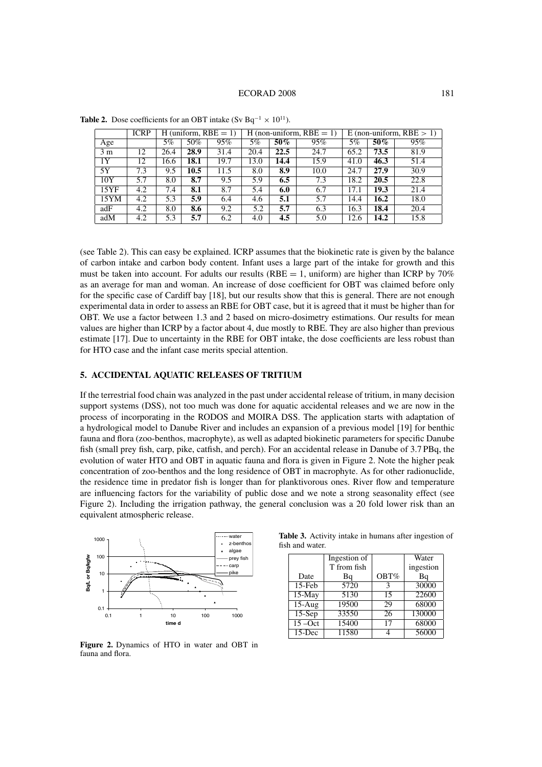**Table 2.** Dose coefficients for an OBT intake (Sv $\text{Bq}^{-1} \times 10^{11}$).

| | ICRP | H (uniform, RBE = 1) | | | H (non-uniform, RBE = 1) | | | E (non-uniform, RBE > 1) | | |
|---|---|---|---|---|---|---|---|---|---|---|
| Age | | 5% | 50% | 95% | 5% | **50%** | 95% | 5% | **50%** | 95% |
| 3 m | 12 | 26.4 | **28.9** | 31.4 | 20.4 | **22.5** | 24.7 | 65.2 | **73.5** | 81.9 |
| 1Y | 12 | 16.6 | **18.1** | 19.7 | 13.0 | **14.4** | 15.9 | 41.0 | **46.3** | 51.4 |
| 5Y | 7.3 | 9.5 | **10.5** | 11.5 | 8.0 | **8.9** | 10.0 | 24.7 | **27.9** | 30.9 |
| 10Y | 5.7 | 8.0 | **8.7** | 9.5 | 5.9 | **6.5** | 7.3 | 18.2 | **20.5** | 22.8 |
| 15YF | 4.2 | 7.4 | **8.1** | 8.7 | 5.4 | **6.0** | 6.7 | 17.1 | **19.3** | 21.4 |
| 15YM | 4.2 | 5.3 | **5.9** | 6.4 | 4.6 | **5.1** | 5.7 | 14.4 | **16.2** | 18.0 |
| adF | 4.2 | 8.0 | **8.6** | 9.2 | 5.2 | **5.7** | 6.3 | 16.3 | **18.4** | 20.4 |
| adM | 4.2 | 5.3 | **5.7** | 6.2 | 4.0 | **4.5** | 5.0 | 12.6 | **14.2** | 15.8 |

(see Table 2). This can easy be explained. ICRP assumes that the biokinetic rate is given by the balance of carbon intake and carbon body content. Infant uses a large part of the intake for growth and this must be taken into account. For adults our results (RBE = 1, uniform) are higher than ICRP by 70% as an average for man and woman. An increase of dose coefficient for OBT was claimed before only for the specific case of Cardiff bay [18], but our results show that this is general. There are not enough experimental data in order to assess an RBE for OBT case, but it is agreed that it must be higher than for OBT. We use a factor between 1.3 and 2 based on micro-dosimetry estimations. Our results for mean values are higher than ICRP by a factor about 4, due mostly to RBE. They are also higher than previous estimate [17]. Due to uncertainty in the RBE for OBT intake, the dose coefficients are less robust than for HTO case and the infant case merits special attention.

## 5. ACCIDENTAL AQUATIC RELEASES OF TRITIUM

If the terrestrial food chain was analyzed in the past under accidental release of tritium, in many decision support systems (DSS), not too much was done for aquatic accidental releases and we are now in the process of incorporating in the RODOS and MOIRA DSS. The application starts with adaptation of a hydrological model to Danube River and includes an expansion of a previous model [19] for benthic fauna and flora (zoo-benthos, macrophyte), as well as adapted biokinetic parameters for specific Danube fish (small prey fish, carp, pike, catfish, and perch). For an accidental release in Danube of 3.7 PBq, the evolution of water HTO and OBT in aquatic fauna and flora is given in Figure 2. Note the higher peak concentration of zoo-benthos and the long residence of OBT in macrophyte. As for other radionuclide, the residence time in predator fish is longer than for planktivorous ones. River flow and temperature are influencing factors for the variability of public dose and we note a strong seasonality effect (see Figure 2). Including the irrigation pathway, the general conclusion was a 20 fold lower risk than an equivalent atmospheric release.

1000
100
10
1
0.1
Bq/L or Bq/kgfw
0.1
1
10
100
1000
time d
water
z-benthos
algae
prey fish
carp
pike

**Figure 2.** Dynamics of HTO in water and OBT in fauna and flora.

**Table 3.** Activity intake in humans after ingestion of fish and water.

| Date | Ingestion of T from fish Bq | OBT% | Water ingestion Bq |
|---|---|---|---|
| 15-Feb | 5720 | 3 | 30000 |
| 15-May | 5130 | 15 | 22600 |
| 15-Aug | 19500 | 29 | 68000 |
| 15-Sep | 33550 | 26 | 130000 |
| 15 –Oct | 15400 | 17 | 68000 |
| 15-Dec | 11580 | 4 | 56000 |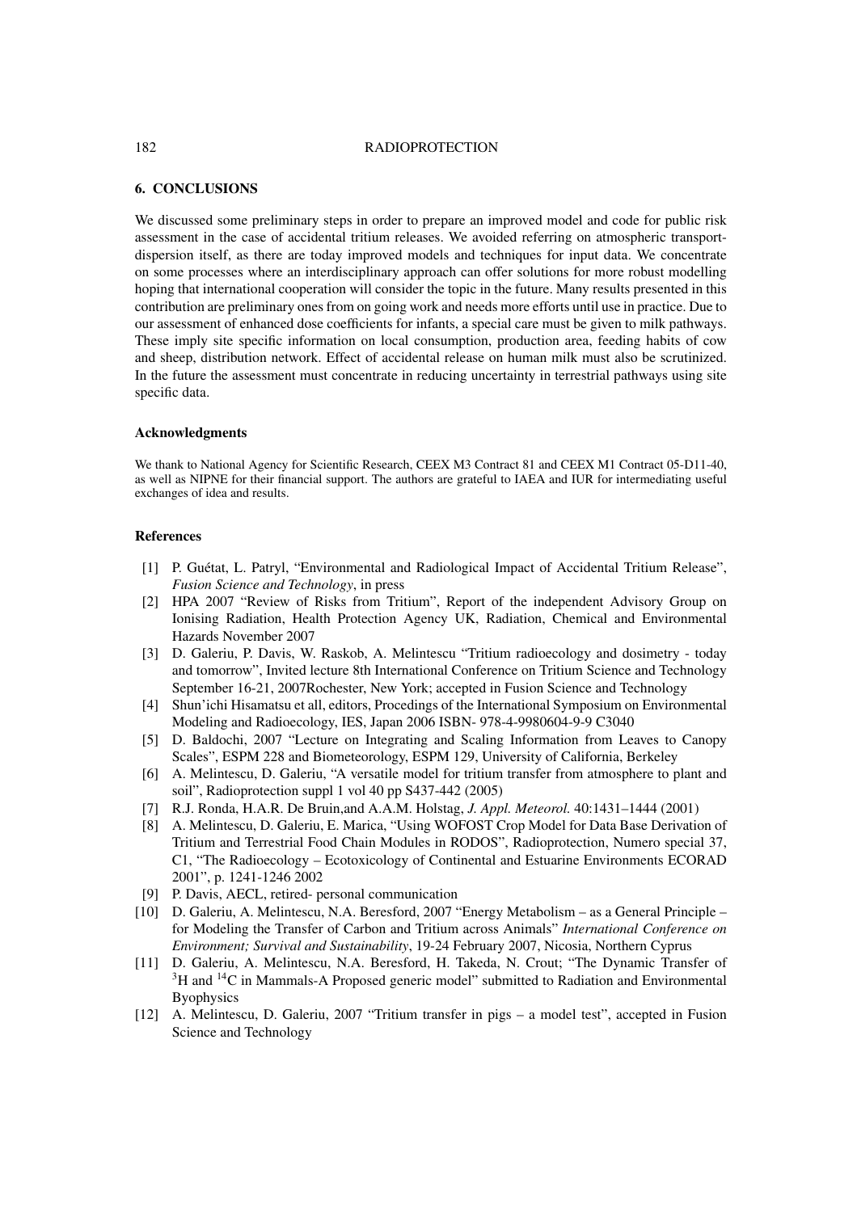## 6. CONCLUSIONS

We discussed some preliminary steps in order to prepare an improved model and code for public risk assessment in the case of accidental tritium releases. We avoided referring on atmospheric transport-dispersion itself, as there are today improved models and techniques for input data. We concentrate on some processes where an interdisciplinary approach can offer solutions for more robust modelling hoping that international cooperation will consider the topic in the future. Many results presented in this contribution are preliminary ones from on going work and needs more efforts until use in practice. Due to our assessment of enhanced dose coefficients for infants, a special care must be given to milk pathways. These imply site specific information on local consumption, production area, feeding habits of cow and sheep, distribution network. Effect of accidental release on human milk must also be scrutinized. In the future the assessment must concentrate in reducing uncertainty in terrestrial pathways using site specific data.

### Acknowledgments

We thank to National Agency for Scientific Research, CEEX M3 Contract 81 and CEEX M1 Contract 05-D11-40, as well as NIPNE for their financial support. The authors are grateful to IAEA and IUR for intermediating useful exchanges of idea and results.

### References

[1] P. Guétat, L. Patryl, "Environmental and Radiological Impact of Accidental Tritium Release", *Fusion Science and Technology*, in press

[2] HPA 2007 "Review of Risks from Tritium", Report of the independent Advisory Group on Ionising Radiation, Health Protection Agency UK, Radiation, Chemical and Environmental Hazards November 2007

[3] D. Galeriu, P. Davis, W. Raskob, A. Melintescu "Tritium radioecology and dosimetry - today and tomorrow", Invited lecture 8th International Conference on Tritium Science and Technology September 16-21, 2007Rochester, New York; accepted in Fusion Science and Technology

[4] Shun'ichi Hisamatsu et all, editors, Procedings of the International Symposium on Environmental Modeling and Radioecology, IES, Japan 2006 ISBN- 978-4-9980604-9-9 C3040

[5] D. Baldochi, 2007 "Lecture on Integrating and Scaling Information from Leaves to Canopy Scales", ESPM 228 and Biometeorology, ESPM 129, University of California, Berkeley

[6] A. Melintescu, D. Galeriu, "A versatile model for tritium transfer from atmosphere to plant and soil", Radioprotection suppl 1 vol 40 pp S437-442 (2005)

[7] R.J. Ronda, H.A.R. De Bruin,and A.A.M. Holstag, *J. Appl. Meteorol.* 40:1431–1444 (2001)

[8] A. Melintescu, D. Galeriu, E. Marica, "Using WOFOST Crop Model for Data Base Derivation of Tritium and Terrestrial Food Chain Modules in RODOS", Radioprotection, Numero special 37, C1, "The Radioecology – Ecotoxicology of Continental and Estuarine Environments ECORAD 2001", p. 1241-1246 2002

[9] P. Davis, AECL, retired- personal communication

[10] D. Galeriu, A. Melintescu, N.A. Beresford, 2007 "Energy Metabolism – as a General Principle – for Modeling the Transfer of Carbon and Tritium across Animals" *International Conference on Environment; Survival and Sustainability*, 19-24 February 2007, Nicosia, Northern Cyprus

[11] D. Galeriu, A. Melintescu, N.A. Beresford, H. Takeda, N. Crout; "The Dynamic Transfer of $^{3}H$ and $^{14}C$ in Mammals-A Proposed generic model" submitted to Radiation and Environmental Byophysics

[12] A. Melintescu, D. Galeriu, 2007 "Tritium transfer in pigs – a model test", accepted in Fusion Science and Technology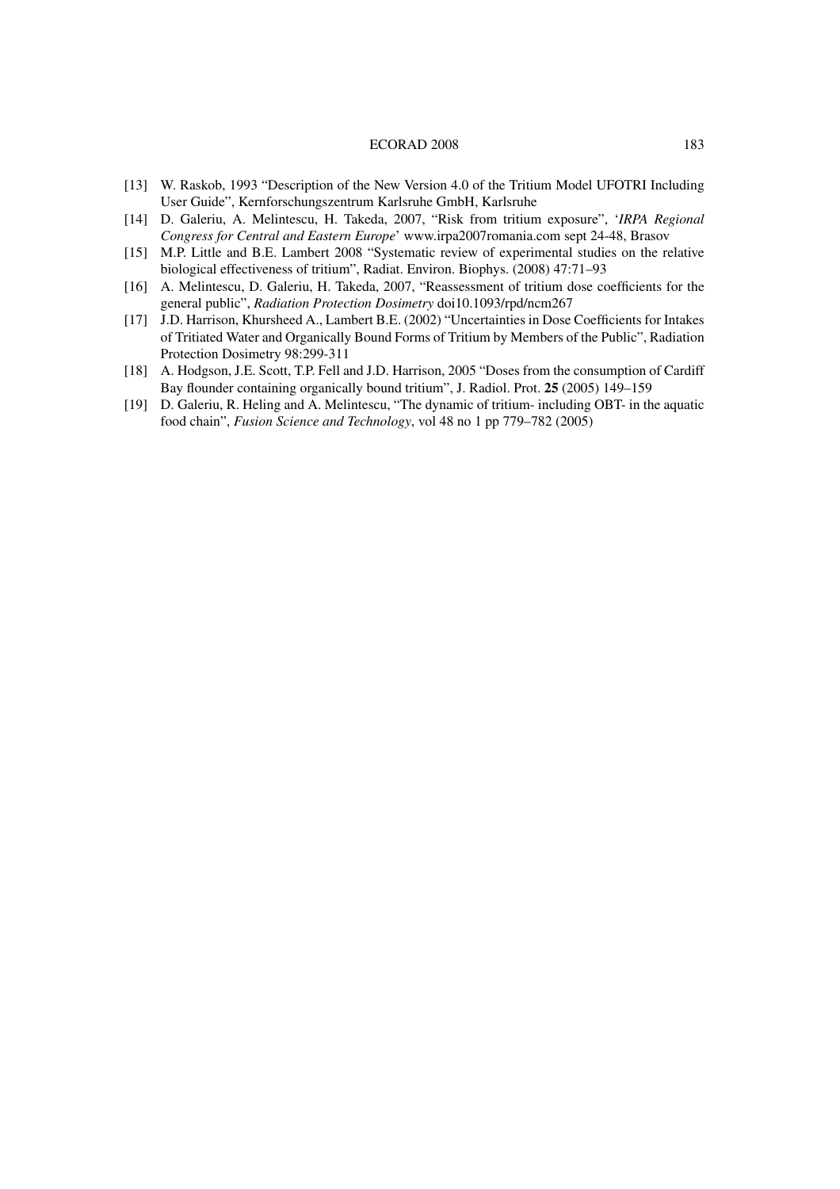[13] W. Raskob, 1993 "Description of the New Version 4.0 of the Tritium Model UFOTRI Including User Guide", Kernforschungszentrum Karlsruhe GmbH, Karlsruhe

[14] D. Galeriu, A. Melintescu, H. Takeda, 2007, "Risk from tritium exposure", '*IRPA Regional Congress for Central and Eastern Europe*' www.irpa2007romania.com sept 24-48, Brasov

[15] M.P. Little and B.E. Lambert 2008 "Systematic review of experimental studies on the relative biological effectiveness of tritium", Radiat. Environ. Biophys. (2008) 47:71–93

[16] A. Melintescu, D. Galeriu, H. Takeda, 2007, "Reassessment of tritium dose coefficients for the general public", *Radiation Protection Dosimetry* doi10.1093/rpd/ncm267

[17] J.D. Harrison, Khursheed A., Lambert B.E. (2002) "Uncertainties in Dose Coefficients for Intakes of Tritiated Water and Organically Bound Forms of Tritium by Members of the Public", Radiation Protection Dosimetry 98:299-311

[18] A. Hodgson, J.E. Scott, T.P. Fell and J.D. Harrison, 2005 "Doses from the consumption of Cardiff Bay flounder containing organically bound tritium", J. Radiol. Prot. **25** (2005) 149–159

[19] D. Galeriu, R. Heling and A. Melintescu, "The dynamic of tritium- including OBT- in the aquatic food chain", *Fusion Science and Technology*, vol 48 no 1 pp 779–782 (2005)